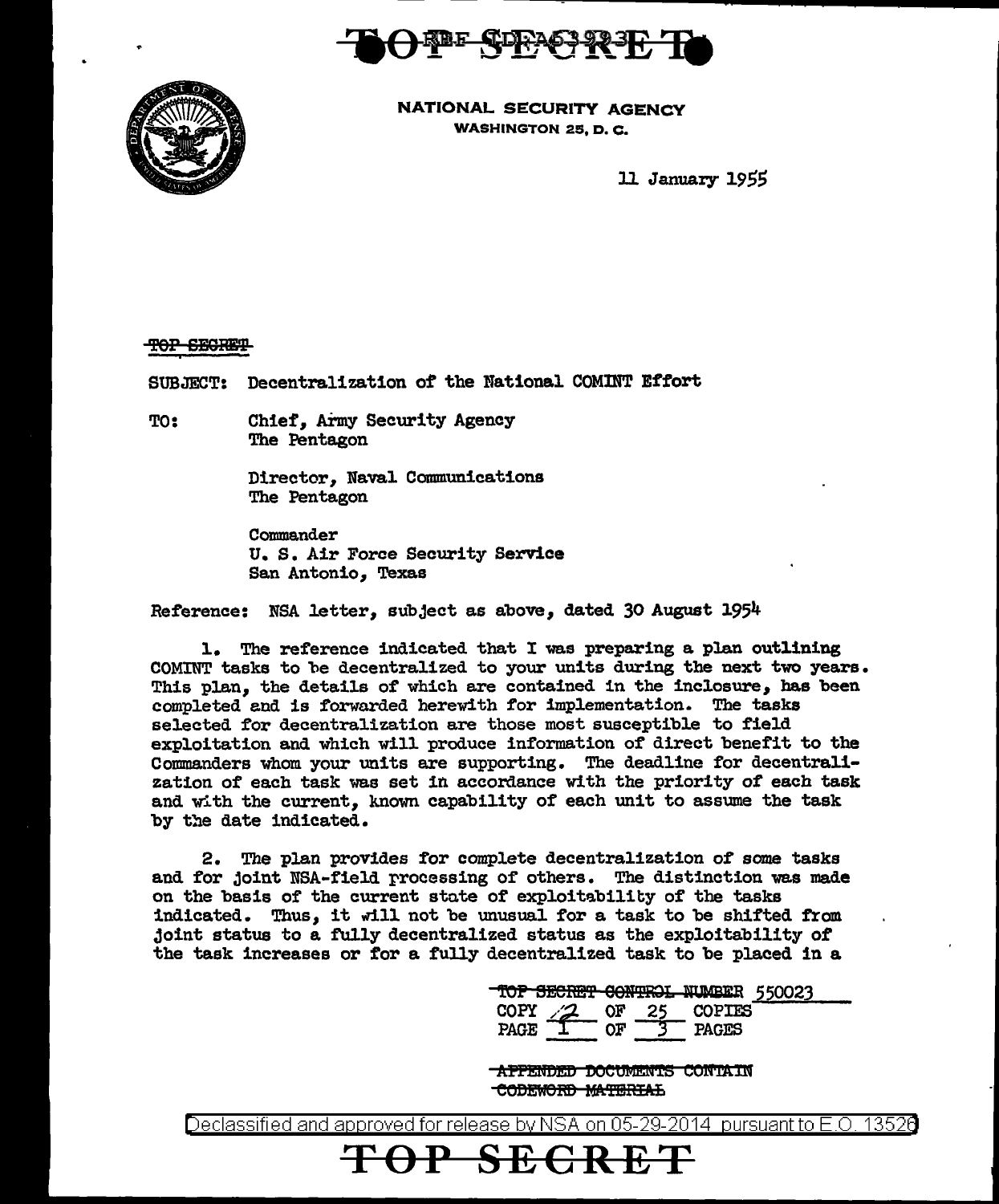**TOP SECRET**

NATIONAL SECURITY AGENCY
WASHINGTON 25, D. C.

11 January 1955

~~TOP SECRET~~

SUBJECT: Decentralization of the National COMINT Effort

TO: Chief, Army Security Agency
The Pentagon

Director, Naval Communications
The Pentagon

Commander
U. S. Air Force Security Service
San Antonio, Texas

Reference: NSA letter, subject as above, dated 30 August 1954

1. The reference indicated that I was preparing a plan outlining COMINT tasks to be decentralized to your units during the next two years. This plan, the details of which are contained in the inclosure, has been completed and is forwarded herewith for implementation. The tasks selected for decentralization are those most susceptible to field exploitation and which will produce information of direct benefit to the Commanders whom your units are supporting. The deadline for decentralization of each task was set in accordance with the priority of each task and with the current, known capability of each unit to assume the task by the date indicated.

2. The plan provides for complete decentralization of some tasks and for joint NSA-field processing of others. The distinction was made on the basis of the current state of exploitability of the tasks indicated. Thus, it will not be unusual for a task to be shifted from joint status to a fully decentralized status as the exploitability of the task increases or for a fully decentralized task to be placed in a

~~TOP SECRET CONTROL NUMBER~~ 550023
COPY 12 OF 25 COPIES
PAGE 1 OF 3 PAGES

~~APPENDED DOCUMENTS CONTAIN CODEWORD MATERIAL~~

Declassified and approved for release by NSA on 05-29-2014 pursuant to E.O. 13526

**TOP SECRET**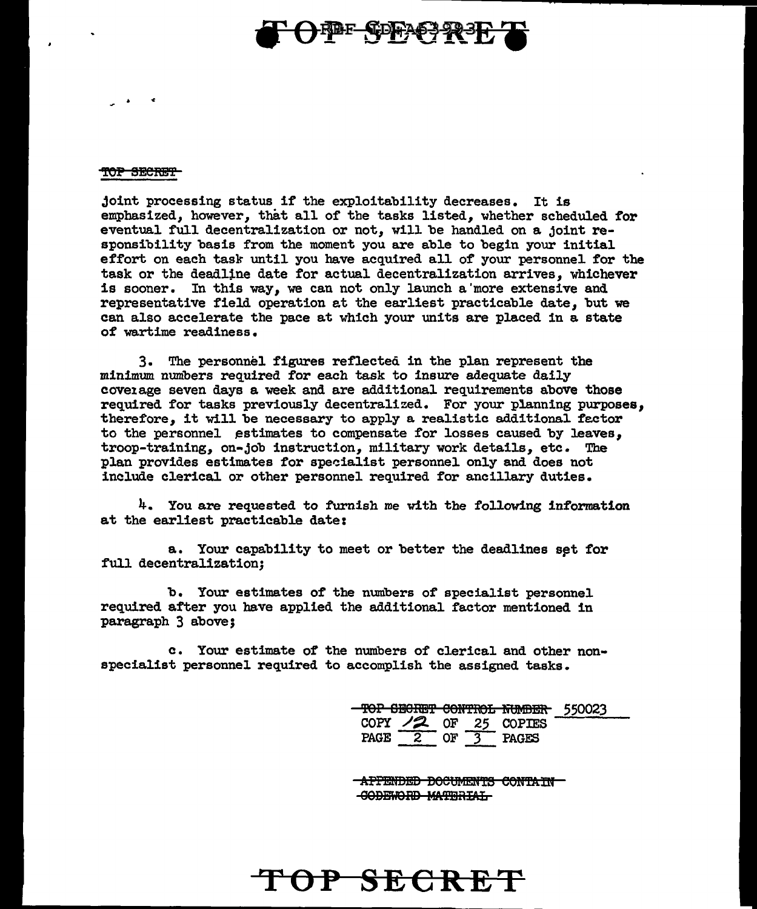~~TOP SECRET~~

joint processing status if the exploitability decreases. It is emphasized, however, that all of the tasks listed, whether scheduled for eventual full decentralization or not, will be handled on a joint responsibility basis from the moment you are able to begin your initial effort on each task until you have acquired all of your personnel for the task or the deadline date for actual decentralization arrives, whichever is sooner. In this way, we can not only launch a more extensive and representative field operation at the earliest practicable date, but we can also accelerate the pace at which your units are placed in a state of wartime readiness.

3. The personnel figures reflected in the plan represent the minimum numbers required for each task to insure adequate daily coverage seven days a week and are additional requirements above those required for tasks previously decentralized. For your planning purposes, therefore, it will be necessary to apply a realistic additional factor to the personnel estimates to compensate for losses caused by leaves, troop-training, on-job instruction, military work details, etc. The plan provides estimates for specialist personnel only and does not include clerical or other personnel required for ancillary duties.

4. You are requested to furnish me with the following information at the earliest practicable date:

a. Your capability to meet or better the deadlines set for full decentralization;

b. Your estimates of the numbers of specialist personnel required after you have applied the additional factor mentioned in paragraph 3 above;

c. Your estimate of the numbers of clerical and other non-specialist personnel required to accomplish the assigned tasks.

~~TOP SECRET CONTROL NUMBER~~ 550023
COPY 12 OF 25 COPIES
PAGE 2 OF 3 PAGES

~~APPENDED DOCUMENTS CONTAIN CODEWORD MATERIAL~~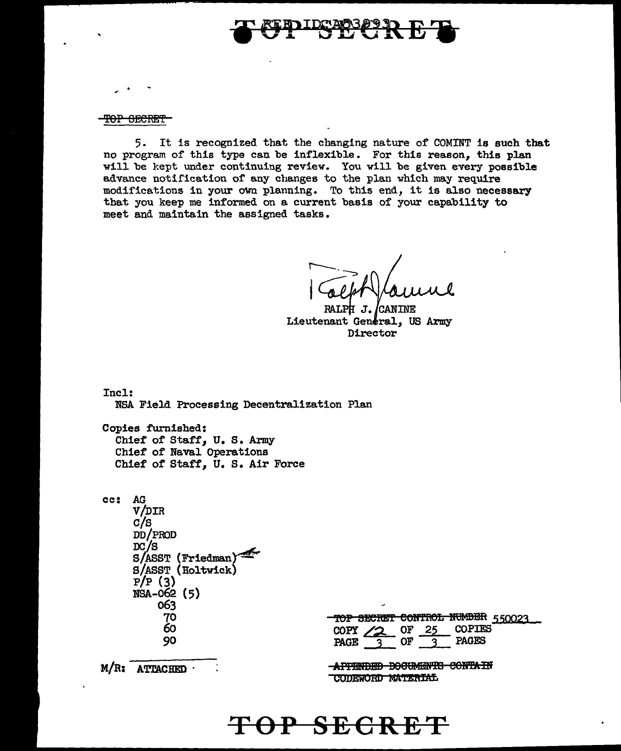~~TOP SECRET~~

5. It is recognized that the changing nature of COMINT is such that no program of this type can be inflexible. For this reason, this plan will be kept under continuing review. You will be given every possible advance notification of any changes to the plan which may require modifications in your own planning. To this end, it is also necessary that you keep me informed on a current basis of your capability to meet and maintain the assigned tasks.

RALPH J. CANINE
Lieutenant General, US Army
Director

Incl:
NSA Field Processing Decentralization Plan

Copies furnished:
Chief of Staff, U. S. Army
Chief of Naval Operations
Chief of Staff, U. S. Air Force

cc: AG
V/DIR
C/S
DD/PROD
DC/S
S/ASST (Friedman)
S/ASST (Holtwick)
P/P (3)
NSA-062 (5)
063
70
60
90

~~TOP SECRET CONTROL NUMBER~~ 550023
COPY 12 OF 25 COPIES
PAGE 3 OF 3 PAGES

M/R: ATTACHED

~~APPENDED DOCUMENTS CONTAIN CODEWORD MATERIAL~~